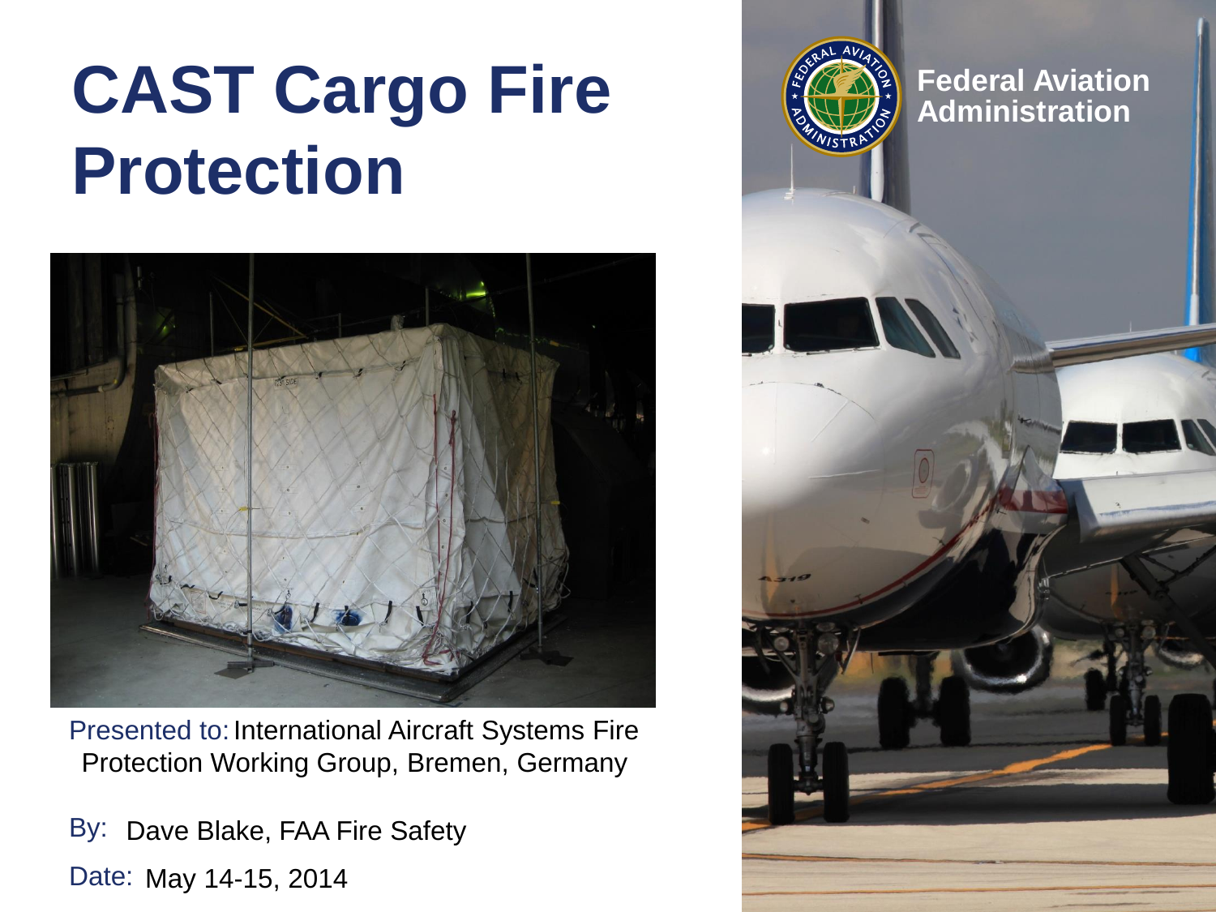# CAST Cargo Fire Protection

Federal Aviation Administration

Presented to: International Aircraft Systems Fire Protection Working Group, Bremen, Germany

By: Dave Blake, FAA Fire Safety

Date: May 14-15, 2014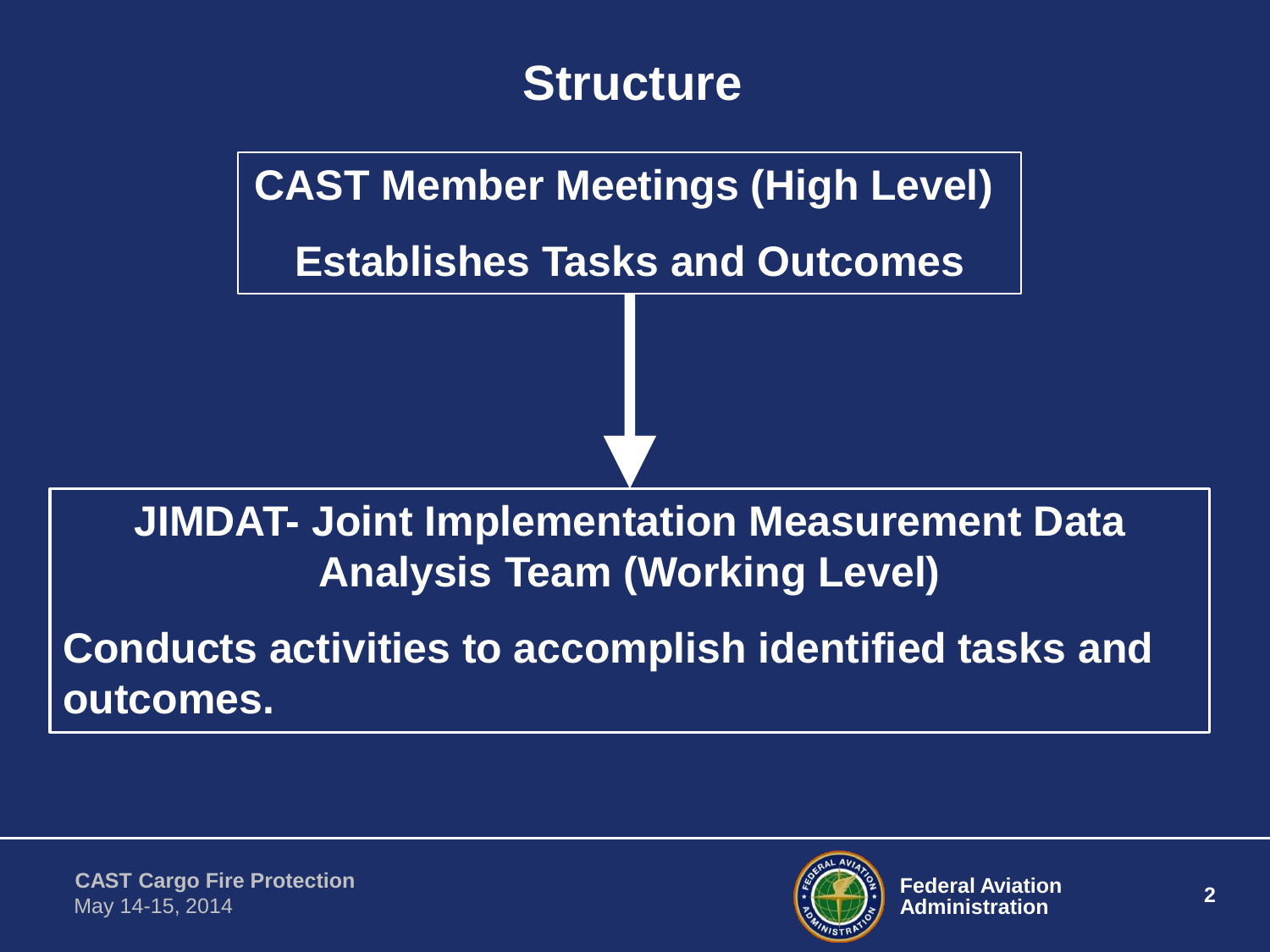# Structure

**CAST Member Meetings (High Level)**

**Establishes Tasks and Outcomes**

↓

**JIMDAT- Joint Implementation Measurement Data Analysis Team (Working Level)**

**Conducts activities to accomplish identified tasks and outcomes.**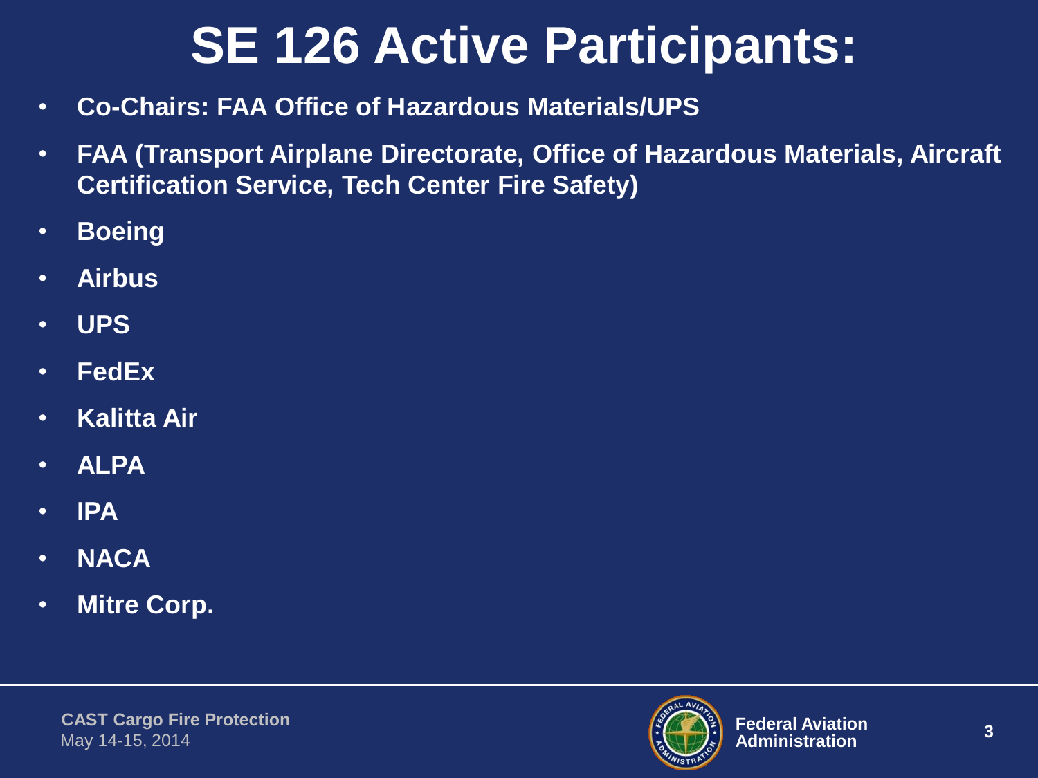# SE 126 Active Participants:

- **Co-Chairs: FAA Office of Hazardous Materials/UPS**
- **FAA (Transport Airplane Directorate, Office of Hazardous Materials, Aircraft Certification Service, Tech Center Fire Safety)**
- **Boeing**
- **Airbus**
- **UPS**
- **FedEx**
- **Kalitta Air**
- **ALPA**
- **IPA**
- **NACA**
- **Mitre Corp.**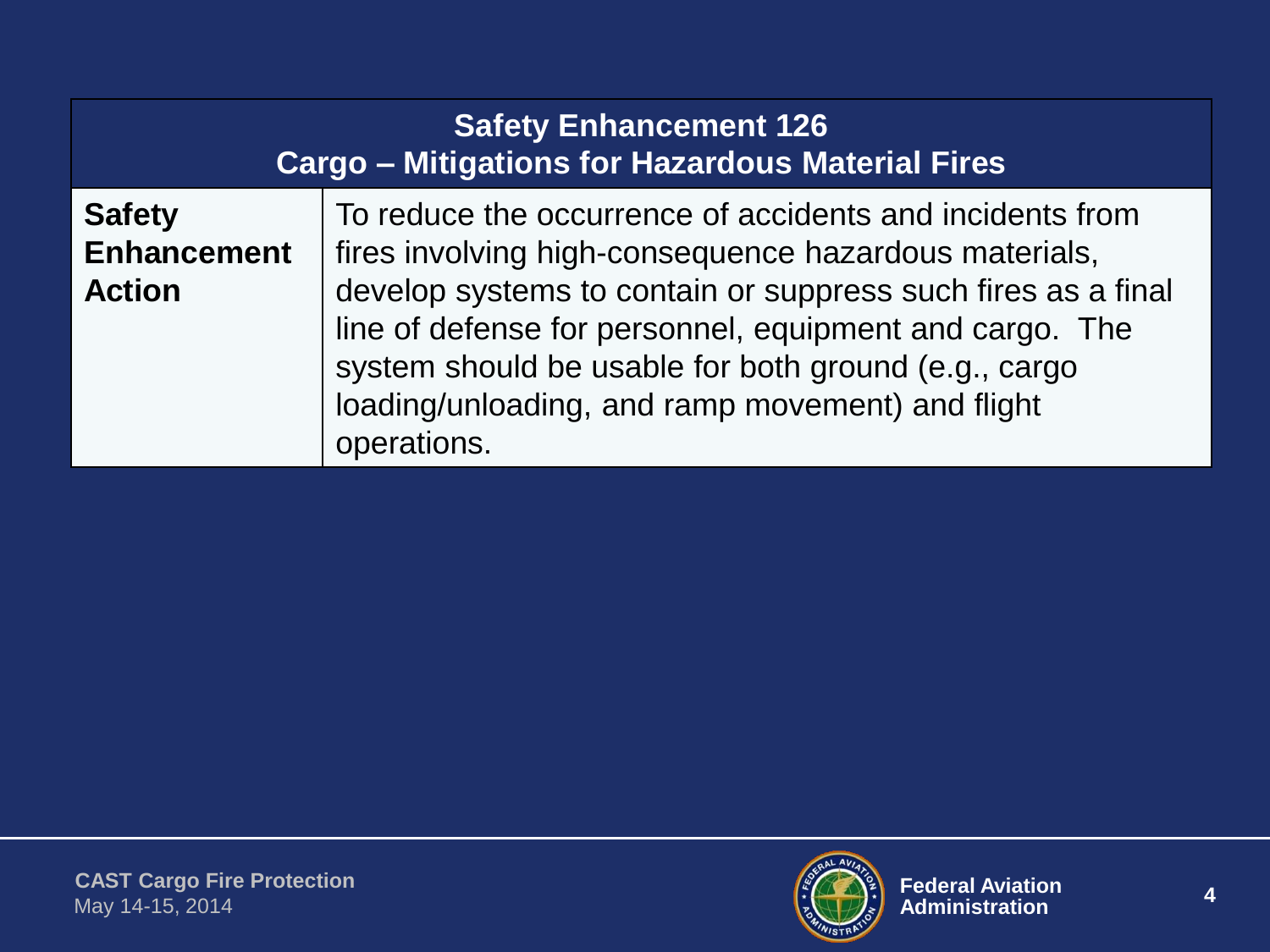| Safety Enhancement 126<br>Cargo – Mitigations for Hazardous Material Fires | |
| --- | --- |
| **Safety Enhancement Action** | To reduce the occurrence of accidents and incidents from fires involving high-consequence hazardous materials, develop systems to contain or suppress such fires as a final line of defense for personnel, equipment and cargo. The system should be usable for both ground (e.g., cargo loading/unloading, and ramp movement) and flight operations. |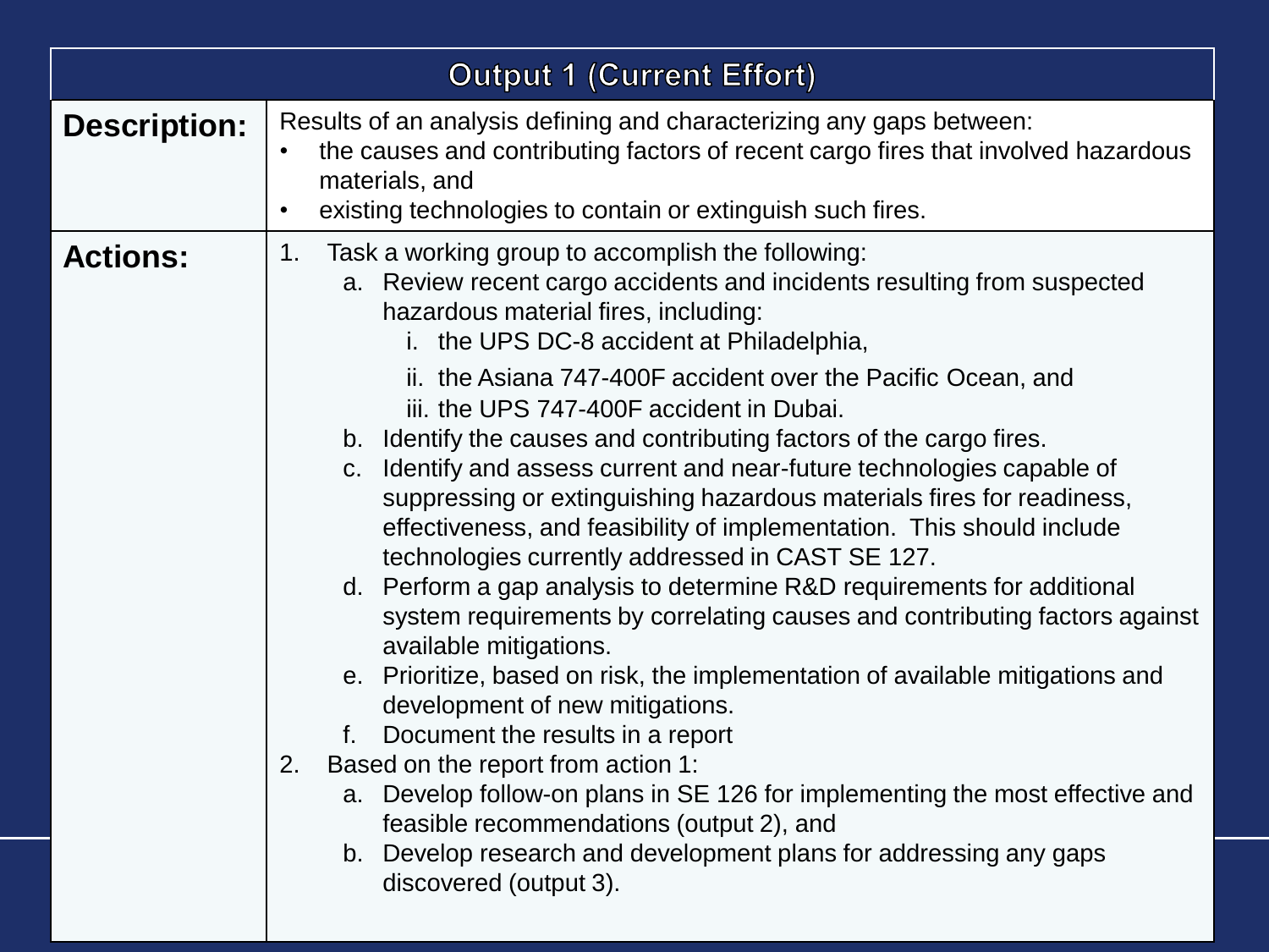## Output 1 (Current Effort)

**Description:**

Results of an analysis defining and characterizing any gaps between:

- the causes and contributing factors of recent cargo fires that involved hazardous materials, and
- existing technologies to contain or extinguish such fires.

**Actions:**

1. Task a working group to accomplish the following:
   a. Review recent cargo accidents and incidents resulting from suspected hazardous material fires, including:
      i. the UPS DC-8 accident at Philadelphia,
      ii. the Asiana 747-400F accident over the Pacific Ocean, and
      iii. the UPS 747-400F accident in Dubai.
   b. Identify the causes and contributing factors of the cargo fires.
   c. Identify and assess current and near-future technologies capable of suppressing or extinguishing hazardous materials fires for readiness, effectiveness, and feasibility of implementation. This should include technologies currently addressed in CAST SE 127.
   d. Perform a gap analysis to determine R&D requirements for additional system requirements by correlating causes and contributing factors against available mitigations.
   e. Prioritize, based on risk, the implementation of available mitigations and development of new mitigations.
   f. Document the results in a report
2. Based on the report from action 1:
   a. Develop follow-on plans in SE 126 for implementing the most effective and feasible recommendations (output 2), and
   b. Develop research and development plans for addressing any gaps discovered (output 3).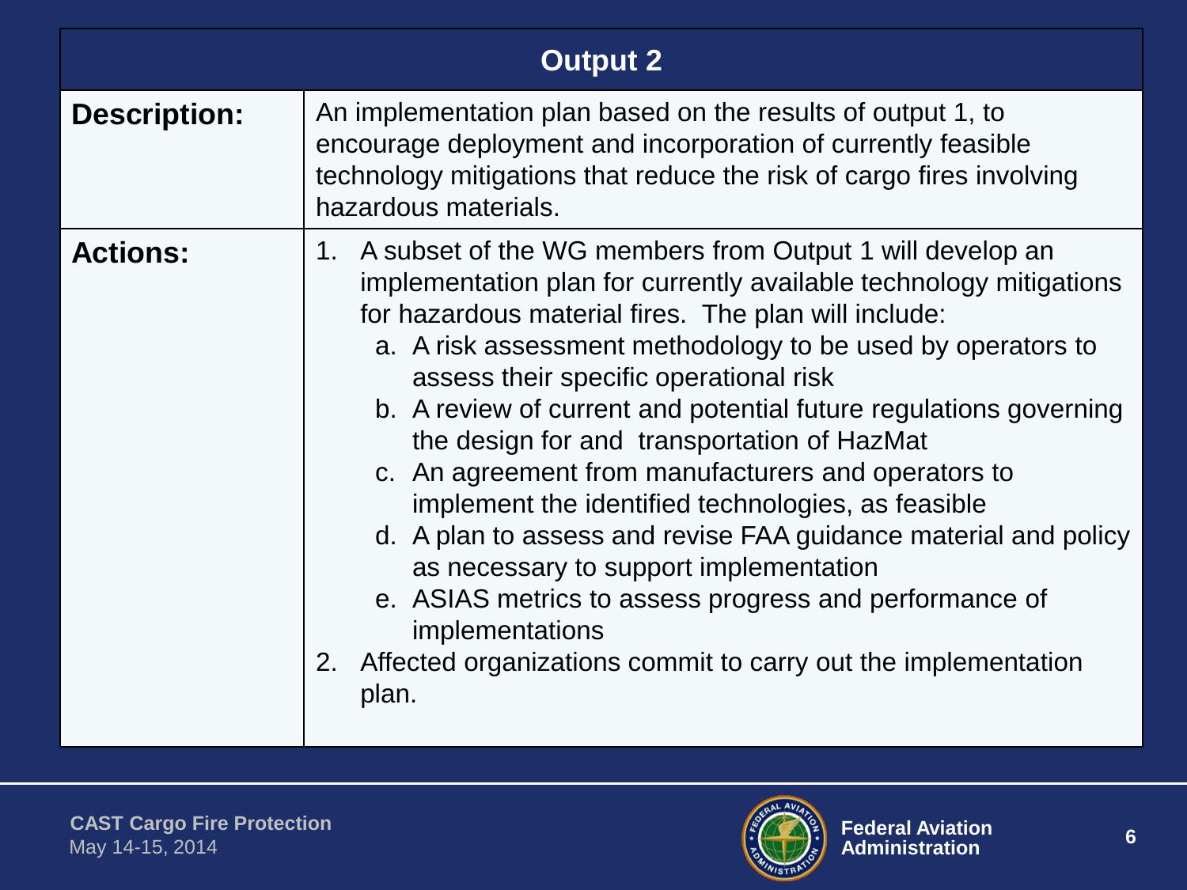| Output 2 | |
|---|---|
| **Description:** | An implementation plan based on the results of output 1, to encourage deployment and incorporation of currently feasible technology mitigations that reduce the risk of cargo fires involving hazardous materials. |
| **Actions:** | 1. A subset of the WG members from Output 1 will develop an implementation plan for currently available technology mitigations for hazardous material fires. The plan will include:<br>a. A risk assessment methodology to be used by operators to assess their specific operational risk<br>b. A review of current and potential future regulations governing the design for and transportation of HazMat<br>c. An agreement from manufacturers and operators to implement the identified technologies, as feasible<br>d. A plan to assess and revise FAA guidance material and policy as necessary to support implementation<br>e. ASIAS metrics to assess progress and performance of implementations<br>2. Affected organizations commit to carry out the implementation plan. |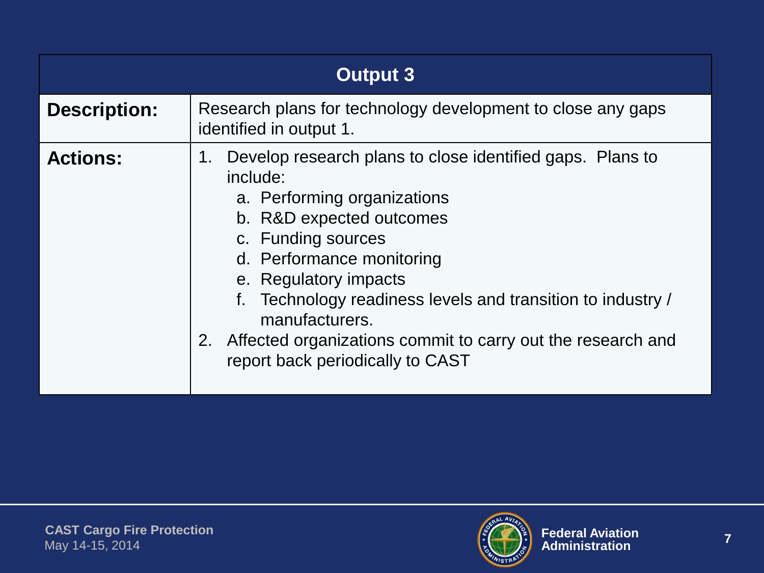| Output 3 | |
|---|---|
| **Description:** | Research plans for technology development to close any gaps identified in output 1. |
| **Actions:** | 1. Develop research plans to close identified gaps. Plans to include:<br>a. Performing organizations<br>b. R&D expected outcomes<br>c. Funding sources<br>d. Performance monitoring<br>e. Regulatory impacts<br>f. Technology readiness levels and transition to industry / manufacturers.<br>2. Affected organizations commit to carry out the research and report back periodically to CAST |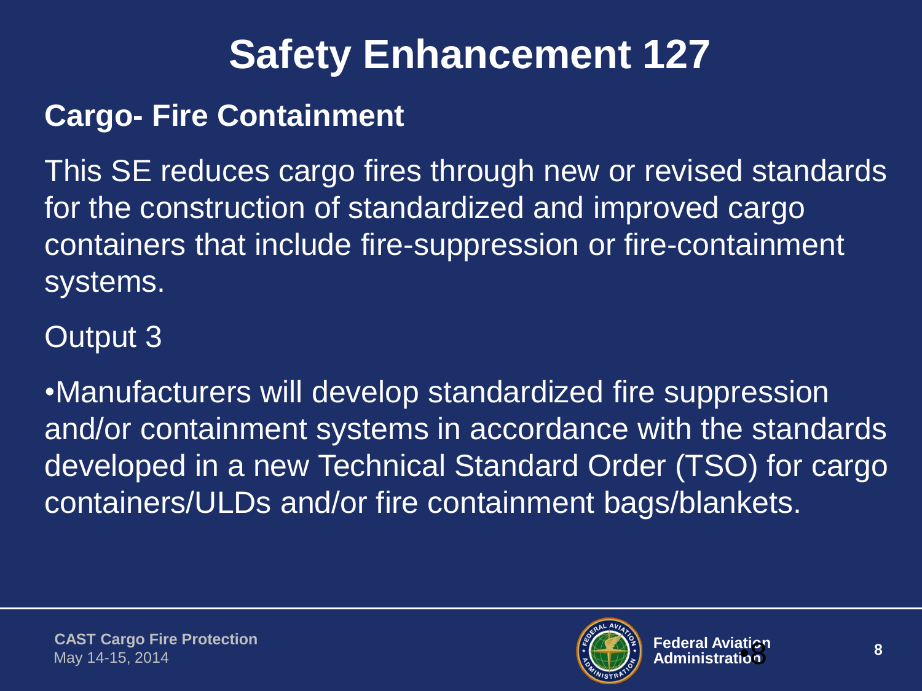# Safety Enhancement 127

**Cargo- Fire Containment**

This SE reduces cargo fires through new or revised standards for the construction of standardized and improved cargo containers that include fire-suppression or fire-containment systems.

Output 3

- Manufacturers will develop standardized fire suppression and/or containment systems in accordance with the standards developed in a new Technical Standard Order (TSO) for cargo containers/ULDs and/or fire containment bags/blankets.